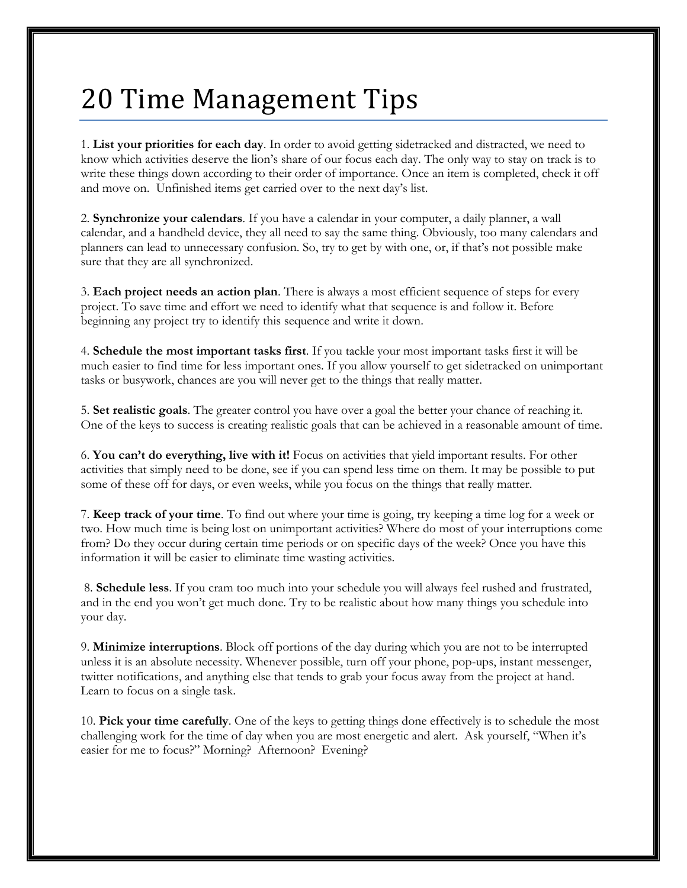# 20 Time Management Tips

1. **List your priorities for each day**. In order to avoid getting sidetracked and distracted, we need to know which activities deserve the lion's share of our focus each day. The only way to stay on track is to write these things down according to their order of importance. Once an item is completed, check it off and move on. Unfinished items get carried over to the next day's list.

2. **Synchronize your calendars**. If you have a calendar in your computer, a daily planner, a wall calendar, and a handheld device, they all need to say the same thing. Obviously, too many calendars and planners can lead to unnecessary confusion. So, try to get by with one, or, if that's not possible make sure that they are all synchronized.

3. **Each project needs an action plan**. There is always a most efficient sequence of steps for every project. To save time and effort we need to identify what that sequence is and follow it. Before beginning any project try to identify this sequence and write it down.

4. **Schedule the most important tasks first**. If you tackle your most important tasks first it will be much easier to find time for less important ones. If you allow yourself to get sidetracked on unimportant tasks or busywork, chances are you will never get to the things that really matter.

5. **Set realistic goals**. The greater control you have over a goal the better your chance of reaching it. One of the keys to success is creating realistic goals that can be achieved in a reasonable amount of time.

6. **You can't do everything, live with it!** Focus on activities that yield important results. For other activities that simply need to be done, see if you can spend less time on them. It may be possible to put some of these off for days, or even weeks, while you focus on the things that really matter.

7. **Keep track of your time**. To find out where your time is going, try keeping a time log for a week or two. How much time is being lost on unimportant activities? Where do most of your interruptions come from? Do they occur during certain time periods or on specific days of the week? Once you have this information it will be easier to eliminate time wasting activities.

8. **Schedule less**. If you cram too much into your schedule you will always feel rushed and frustrated, and in the end you won't get much done. Try to be realistic about how many things you schedule into your day.

9. **Minimize interruptions**. Block off portions of the day during which you are not to be interrupted unless it is an absolute necessity. Whenever possible, turn off your phone, pop-ups, instant messenger, twitter notifications, and anything else that tends to grab your focus away from the project at hand. Learn to focus on a single task.

10. **Pick your time carefully**. One of the keys to getting things done effectively is to schedule the most challenging work for the time of day when you are most energetic and alert. Ask yourself, "When it's easier for me to focus?" Morning? Afternoon? Evening?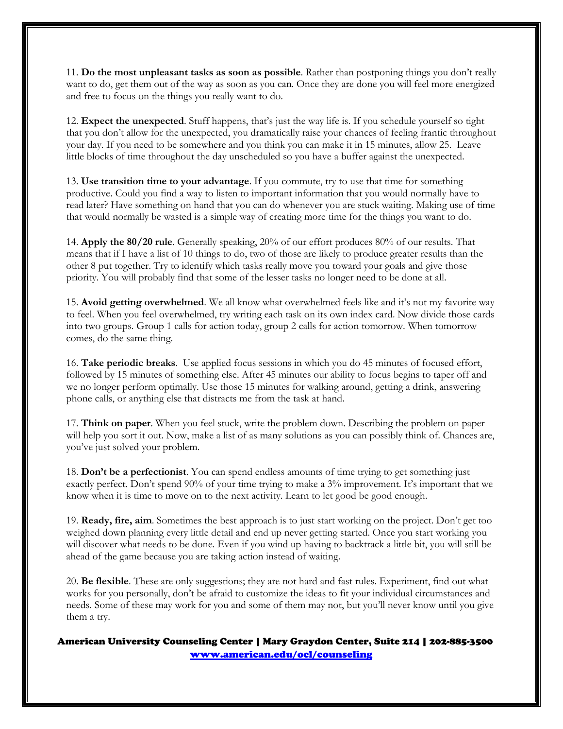11. **Do the most unpleasant tasks as soon as possible**. Rather than postponing things you don't really want to do, get them out of the way as soon as you can. Once they are done you will feel more energized and free to focus on the things you really want to do.

12. **Expect the unexpected**. Stuff happens, that's just the way life is. If you schedule yourself so tight that you don't allow for the unexpected, you dramatically raise your chances of feeling frantic throughout your day. If you need to be somewhere and you think you can make it in 15 minutes, allow 25. Leave little blocks of time throughout the day unscheduled so you have a buffer against the unexpected.

13. **Use transition time to your advantage**. If you commute, try to use that time for something productive. Could you find a way to listen to important information that you would normally have to read later? Have something on hand that you can do whenever you are stuck waiting. Making use of time that would normally be wasted is a simple way of creating more time for the things you want to do.

14. **Apply the 80/20 rule**. Generally speaking, 20% of our effort produces 80% of our results. That means that if I have a list of 10 things to do, two of those are likely to produce greater results than the other 8 put together. Try to identify which tasks really move you toward your goals and give those priority. You will probably find that some of the lesser tasks no longer need to be done at all.

15. **Avoid getting overwhelmed**. We all know what overwhelmed feels like and it's not my favorite way to feel. When you feel overwhelmed, try writing each task on its own index card. Now divide those cards into two groups. Group 1 calls for action today, group 2 calls for action tomorrow. When tomorrow comes, do the same thing.

16. **Take periodic breaks**. Use applied focus sessions in which you do 45 minutes of focused effort, followed by 15 minutes of something else. After 45 minutes our ability to focus begins to taper off and we no longer perform optimally. Use those 15 minutes for walking around, getting a drink, answering phone calls, or anything else that distracts me from the task at hand.

17. **Think on paper**. When you feel stuck, write the problem down. Describing the problem on paper will help you sort it out. Now, make a list of as many solutions as you can possibly think of. Chances are, you've just solved your problem.

18. **Don't be a perfectionist**. You can spend endless amounts of time trying to get something just exactly perfect. Don't spend 90% of your time trying to make a 3% improvement. It's important that we know when it is time to move on to the next activity. Learn to let good be good enough.

19. **Ready, fire, aim**. Sometimes the best approach is to just start working on the project. Don't get too weighed down planning every little detail and end up never getting started. Once you start working you will discover what needs to be done. Even if you wind up having to backtrack a little bit, you will still be ahead of the game because you are taking action instead of waiting.

20. **Be flexible**. These are only suggestions; they are not hard and fast rules. Experiment, find out what works for you personally, don't be afraid to customize the ideas to fit your individual circumstances and needs. Some of these may work for you and some of them may not, but you'll never know until you give them a try.

**American University Counseling Center | Mary Graydon Center, Suite 214 | 202-885-3500**
**www.american.edu/ocl/counseling**